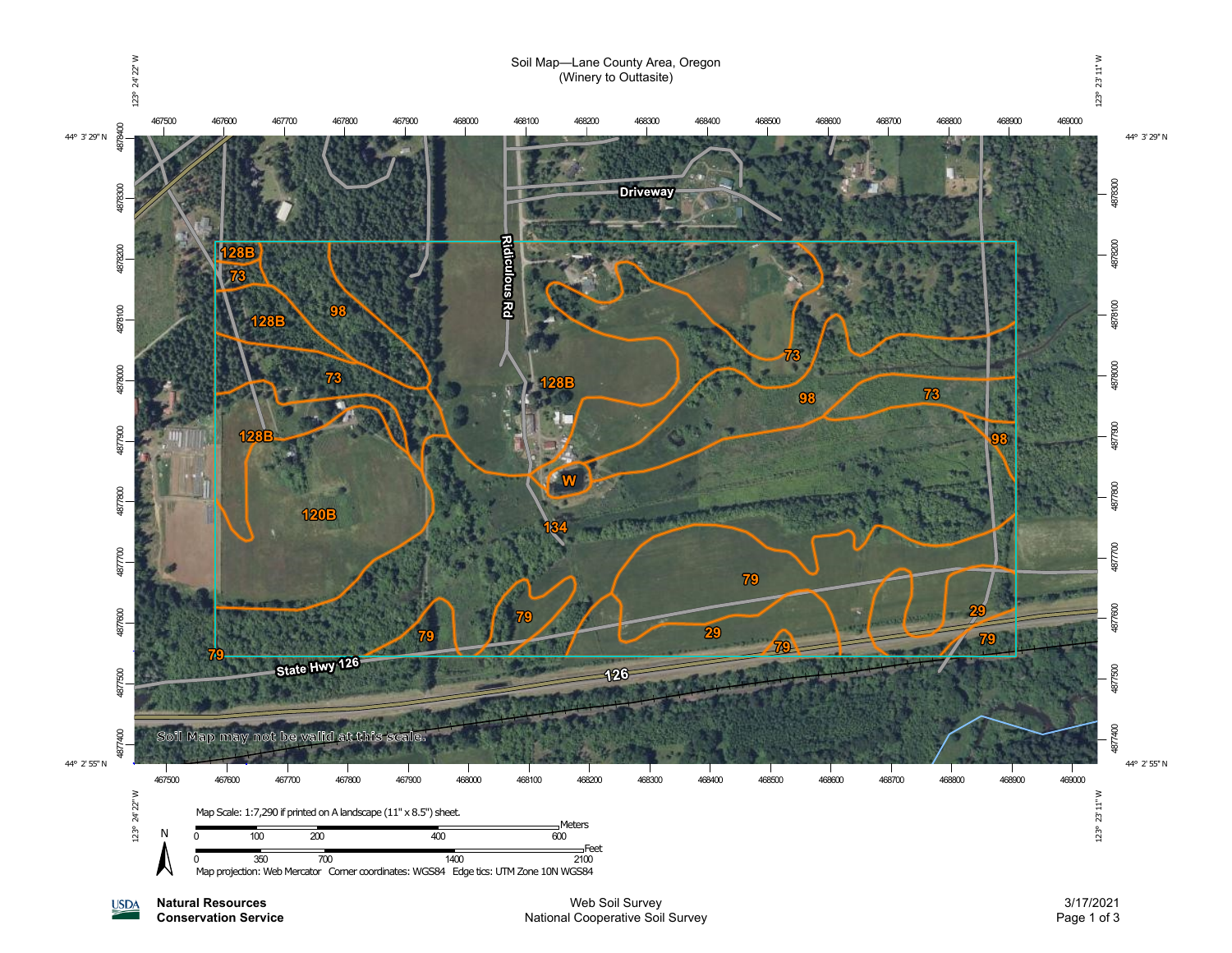# Soil Map—Lane County Area, Oregon

(Winery to Outtasite)

123° 24' 22" W — 123° 23' 11" W

44° 3' 29" N — 44° 2' 55" N

Map unit labels: 128B, 73, 98, 128B, 73, 128B, 120B, W, 134, 73, 98, 73, 98, 79, 79, 79, 79, 29, 79, 29, 79

Ridiculous Rd

Driveway

State Hwy 126

126

Soil Map may not be valid at this scale.

Map Scale: 1:7,290 if printed on A landscape (11" x 8.5") sheet.

Meters: 0, 100, 200, 400, 600

Feet: 0, 350, 700, 1400, 2100

N

Map projection: Web Mercator Corner coordinates: WGS84 Edge tics: UTM Zone 10N WGS84

USDA **Natural Resources Conservation Service**

Web Soil Survey
National Cooperative Soil Survey

3/17/2021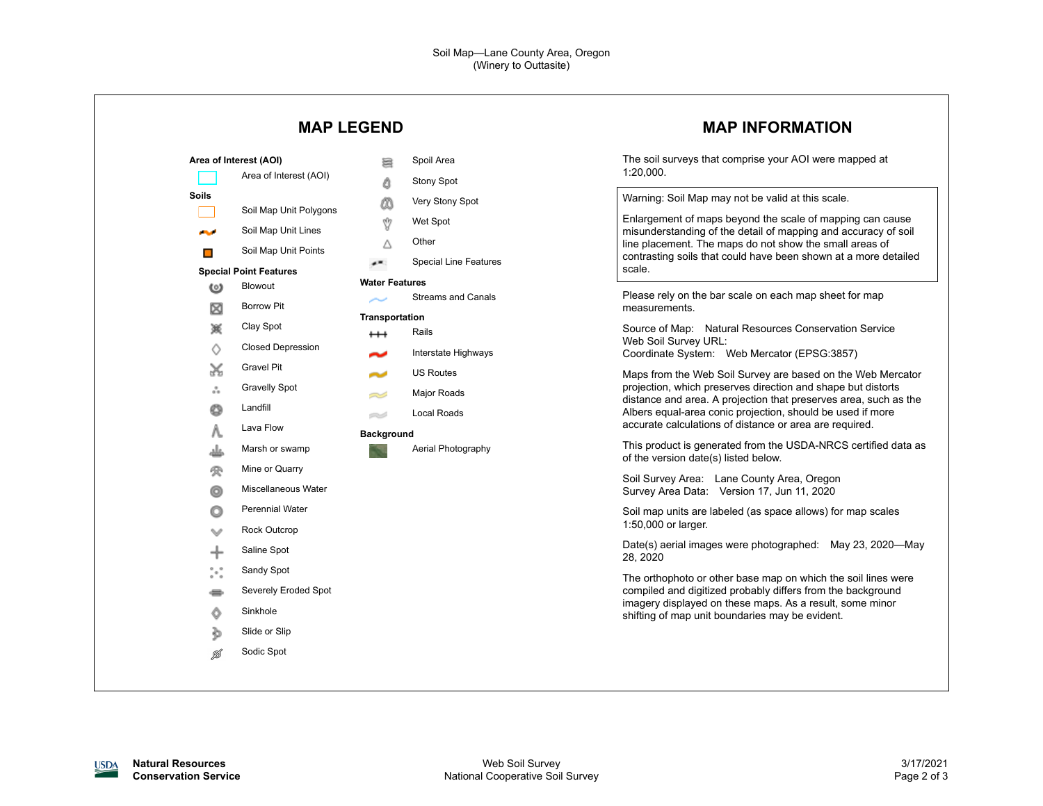Soil Map—Lane County Area, Oregon
(Winery to Outtasite)

## MAP LEGEND

**Area of Interest (AOI)**

- Area of Interest (AOI)

**Soils**

- Soil Map Unit Polygons
- Soil Map Unit Lines
- Soil Map Unit Points

**Special Point Features**

- Blowout
- Borrow Pit
- Clay Spot
- Closed Depression
- Gravel Pit
- Gravelly Spot
- Landfill
- Lava Flow
- Marsh or swamp
- Mine or Quarry
- Miscellaneous Water
- Perennial Water
- Rock Outcrop
- Saline Spot
- Sandy Spot
- Severely Eroded Spot
- Sinkhole
- Slide or Slip
- Sodic Spot
- Spoil Area
- Stony Spot
- Very Stony Spot
- Wet Spot
- Other
- Special Line Features

**Water Features**

- Streams and Canals

**Transportation**

- Rails
- Interstate Highways
- US Routes
- Major Roads
- Local Roads

**Background**

- Aerial Photography

## MAP INFORMATION

The soil surveys that comprise your AOI were mapped at 1:20,000.

Warning: Soil Map may not be valid at this scale.

Enlargement of maps beyond the scale of mapping can cause misunderstanding of the detail of mapping and accuracy of soil line placement. The maps do not show the small areas of contrasting soils that could have been shown at a more detailed scale.

Please rely on the bar scale on each map sheet for map measurements.

Source of Map: Natural Resources Conservation Service
Web Soil Survey URL:
Coordinate System: Web Mercator (EPSG:3857)

Maps from the Web Soil Survey are based on the Web Mercator projection, which preserves direction and shape but distorts distance and area. A projection that preserves area, such as the Albers equal-area conic projection, should be used if more accurate calculations of distance or area are required.

This product is generated from the USDA-NRCS certified data as of the version date(s) listed below.

Soil Survey Area: Lane County Area, Oregon
Survey Area Data: Version 17, Jun 11, 2020

Soil map units are labeled (as space allows) for map scales 1:50,000 or larger.

Date(s) aerial images were photographed: May 23, 2020—May 28, 2020

The orthophoto or other base map on which the soil lines were compiled and digitized probably differs from the background imagery displayed on these maps. As a result, some minor shifting of map unit boundaries may be evident.

Natural Resources Conservation Service | Web Soil Survey, National Cooperative Soil Survey | 3/17/2021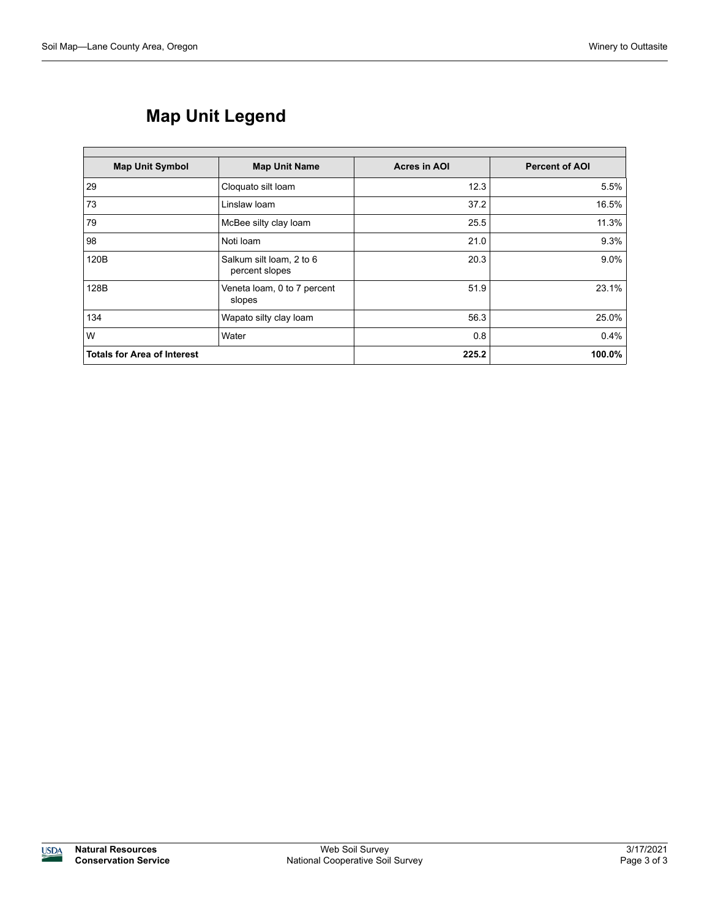# Map Unit Legend

| Map Unit Symbol | Map Unit Name | Acres in AOI | Percent of AOI |
|---|---|---|---|
| 29 | Cloquato silt loam | 12.3 | 5.5% |
| 73 | Linslaw loam | 37.2 | 16.5% |
| 79 | McBee silty clay loam | 25.5 | 11.3% |
| 98 | Noti loam | 21.0 | 9.3% |
| 120B | Salkum silt loam, 2 to 6 percent slopes | 20.3 | 9.0% |
| 128B | Veneta loam, 0 to 7 percent slopes | 51.9 | 23.1% |
| 134 | Wapato silty clay loam | 56.3 | 25.0% |
| W | Water | 0.8 | 0.4% |
| **Totals for Area of Interest** | | **225.2** | **100.0%** |